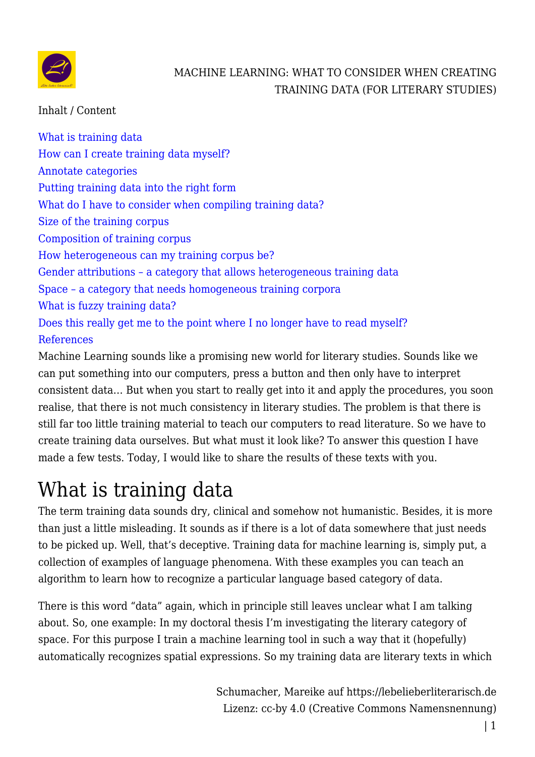Inhalt / Content

- What is training data
- How can I create training data myself?
- Annotate categories
- Putting training data into the right form
- What do I have to consider when compiling training data?
- Size of the training corpus
- Composition of training corpus
- How heterogeneous can my training corpus be?
- Gender attributions – a category that allows heterogeneous training data
- Space – a category that needs homogeneous training corpora
- What is fuzzy training data?
- Does this really get me to the point where I no longer have to read myself?
- References

Machine Learning sounds like a promising new world for literary studies. Sounds like we can put something into our computers, press a button and then only have to interpret consistent data… But when you start to really get into it and apply the procedures, you soon realise, that there is not much consistency in literary studies. The problem is that there is still far too little training material to teach our computers to read literature. So we have to create training data ourselves. But what must it look like? To answer this question I have made a few tests. Today, I would like to share the results of these texts with you.

# What is training data

The term training data sounds dry, clinical and somehow not humanistic. Besides, it is more than just a little misleading. It sounds as if there is a lot of data somewhere that just needs to be picked up. Well, that's deceptive. Training data for machine learning is, simply put, a collection of examples of language phenomena. With these examples you can teach an algorithm to learn how to recognize a particular language based category of data.

There is this word "data" again, which in principle still leaves unclear what I am talking about. So, one example: In my doctoral thesis I'm investigating the literary category of space. For this purpose I train a machine learning tool in such a way that it (hopefully) automatically recognizes spatial expressions. So my training data are literary texts in which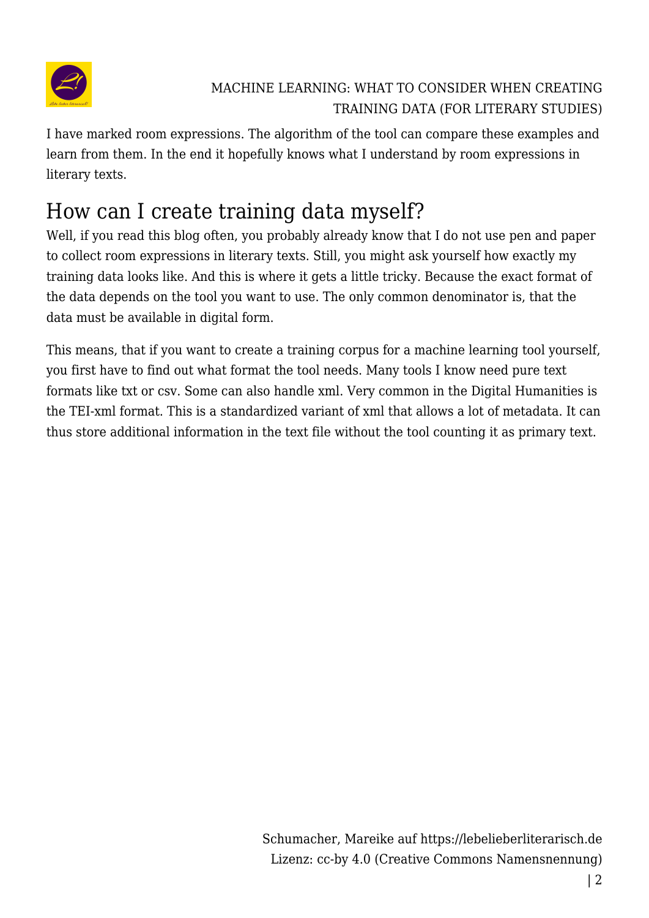I have marked room expressions. The algorithm of the tool can compare these examples and learn from them. In the end it hopefully knows what I understand by room expressions in literary texts.

## How can I create training data myself?

Well, if you read this blog often, you probably already know that I do not use pen and paper to collect room expressions in literary texts. Still, you might ask yourself how exactly my training data looks like. And this is where it gets a little tricky. Because the exact format of the data depends on the tool you want to use. The only common denominator is, that the data must be available in digital form.

This means, that if you want to create a training corpus for a machine learning tool yourself, you first have to find out what format the tool needs. Many tools I know need pure text formats like txt or csv. Some can also handle xml. Very common in the Digital Humanities is the TEI-xml format. This is a standardized variant of xml that allows a lot of metadata. It can thus store additional information in the text file without the tool counting it as primary text.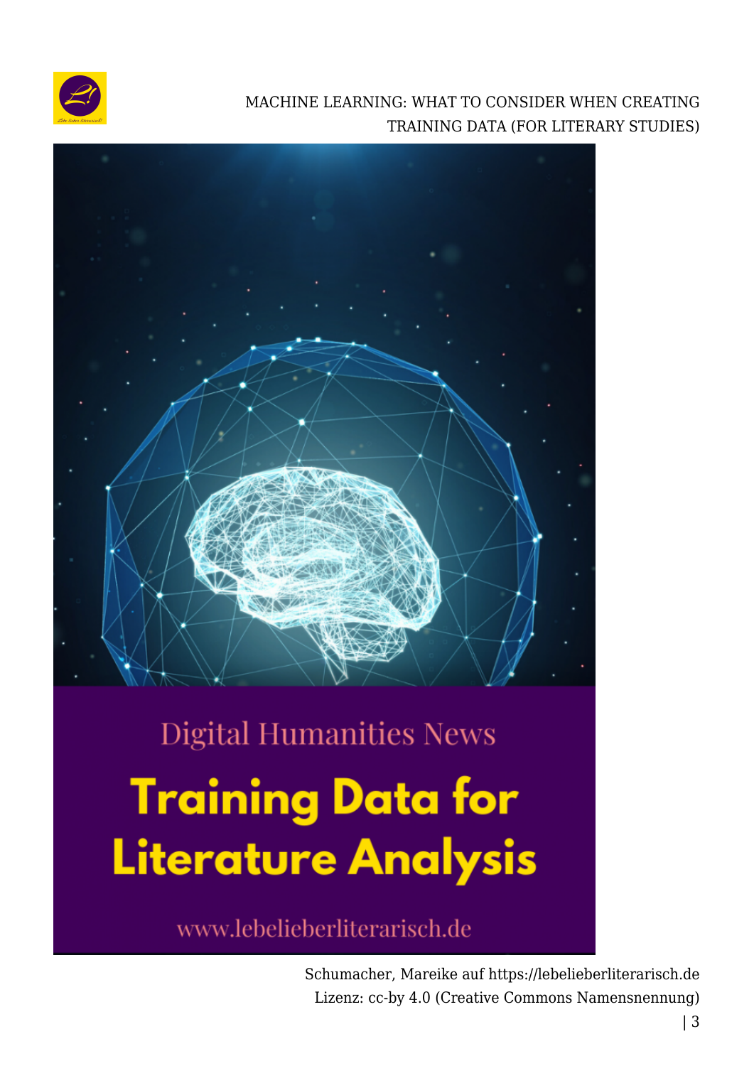Digital Humanities News

**Training Data for Literature Analysis**

www.lebelieberliterarisch.de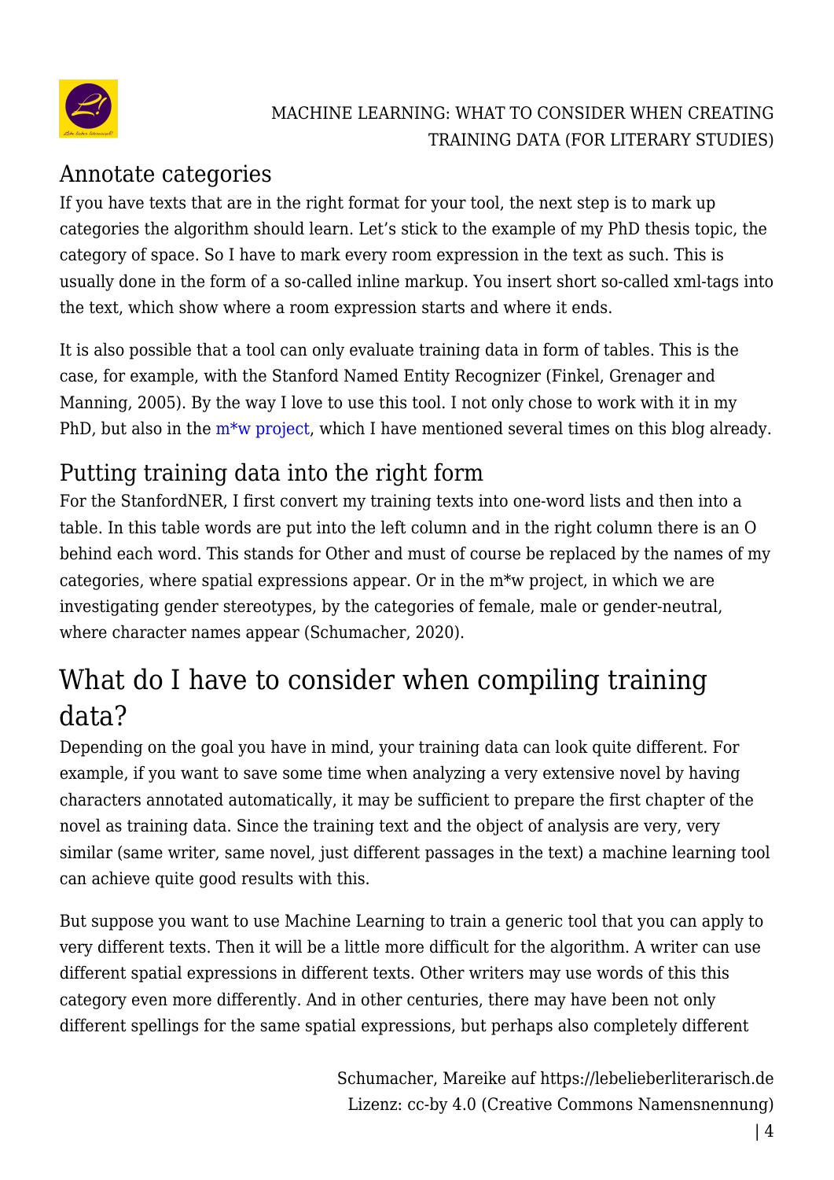## Annotate categories

If you have texts that are in the right format for your tool, the next step is to mark up categories the algorithm should learn. Let's stick to the example of my PhD thesis topic, the category of space. So I have to mark every room expression in the text as such. This is usually done in the form of a so-called inline markup. You insert short so-called xml-tags into the text, which show where a room expression starts and where it ends.

It is also possible that a tool can only evaluate training data in form of tables. This is the case, for example, with the Stanford Named Entity Recognizer (Finkel, Grenager and Manning, 2005). By the way I love to use this tool. I not only chose to work with it in my PhD, but also in the m*w project, which I have mentioned several times on this blog already.

## Putting training data into the right form

For the StanfordNER, I first convert my training texts into one-word lists and then into a table. In this table words are put into the left column and in the right column there is an O behind each word. This stands for Other and must of course be replaced by the names of my categories, where spatial expressions appear. Or in the m*w project, in which we are investigating gender stereotypes, by the categories of female, male or gender-neutral, where character names appear (Schumacher, 2020).

# What do I have to consider when compiling training data?

Depending on the goal you have in mind, your training data can look quite different. For example, if you want to save some time when analyzing a very extensive novel by having characters annotated automatically, it may be sufficient to prepare the first chapter of the novel as training data. Since the training text and the object of analysis are very, very similar (same writer, same novel, just different passages in the text) a machine learning tool can achieve quite good results with this.

But suppose you want to use Machine Learning to train a generic tool that you can apply to very different texts. Then it will be a little more difficult for the algorithm. A writer can use different spatial expressions in different texts. Other writers may use words of this this category even more differently. And in other centuries, there may have been not only different spellings for the same spatial expressions, but perhaps also completely different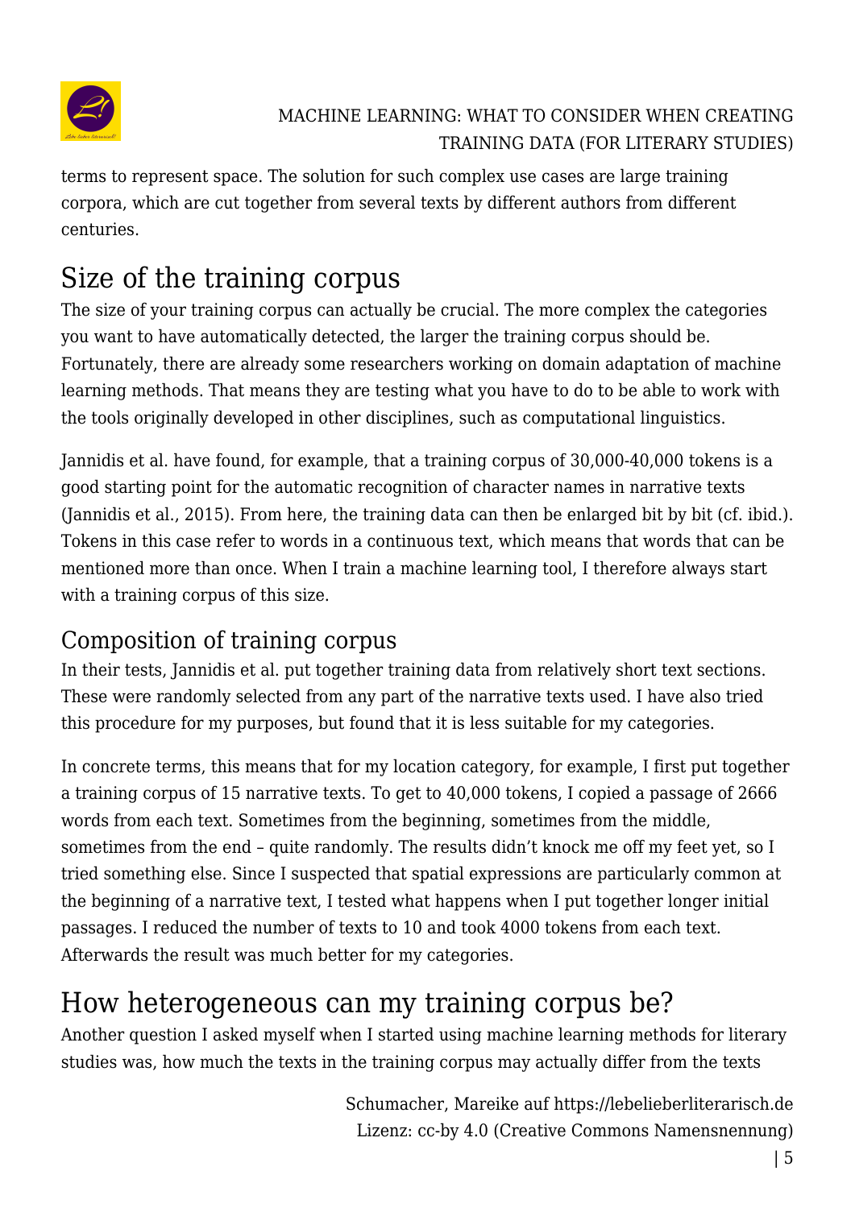terms to represent space. The solution for such complex use cases are large training corpora, which are cut together from several texts by different authors from different centuries.

## Size of the training corpus

The size of your training corpus can actually be crucial. The more complex the categories you want to have automatically detected, the larger the training corpus should be. Fortunately, there are already some researchers working on domain adaptation of machine learning methods. That means they are testing what you have to do to be able to work with the tools originally developed in other disciplines, such as computational linguistics.

Jannidis et al. have found, for example, that a training corpus of 30,000-40,000 tokens is a good starting point for the automatic recognition of character names in narrative texts (Jannidis et al., 2015). From here, the training data can then be enlarged bit by bit (cf. ibid.). Tokens in this case refer to words in a continuous text, which means that words that can be mentioned more than once. When I train a machine learning tool, I therefore always start with a training corpus of this size.

### Composition of training corpus

In their tests, Jannidis et al. put together training data from relatively short text sections. These were randomly selected from any part of the narrative texts used. I have also tried this procedure for my purposes, but found that it is less suitable for my categories.

In concrete terms, this means that for my location category, for example, I first put together a training corpus of 15 narrative texts. To get to 40,000 tokens, I copied a passage of 2666 words from each text. Sometimes from the beginning, sometimes from the middle, sometimes from the end – quite randomly. The results didn't knock me off my feet yet, so I tried something else. Since I suspected that spatial expressions are particularly common at the beginning of a narrative text, I tested what happens when I put together longer initial passages. I reduced the number of texts to 10 and took 4000 tokens from each text. Afterwards the result was much better for my categories.

## How heterogeneous can my training corpus be?

Another question I asked myself when I started using machine learning methods for literary studies was, how much the texts in the training corpus may actually differ from the texts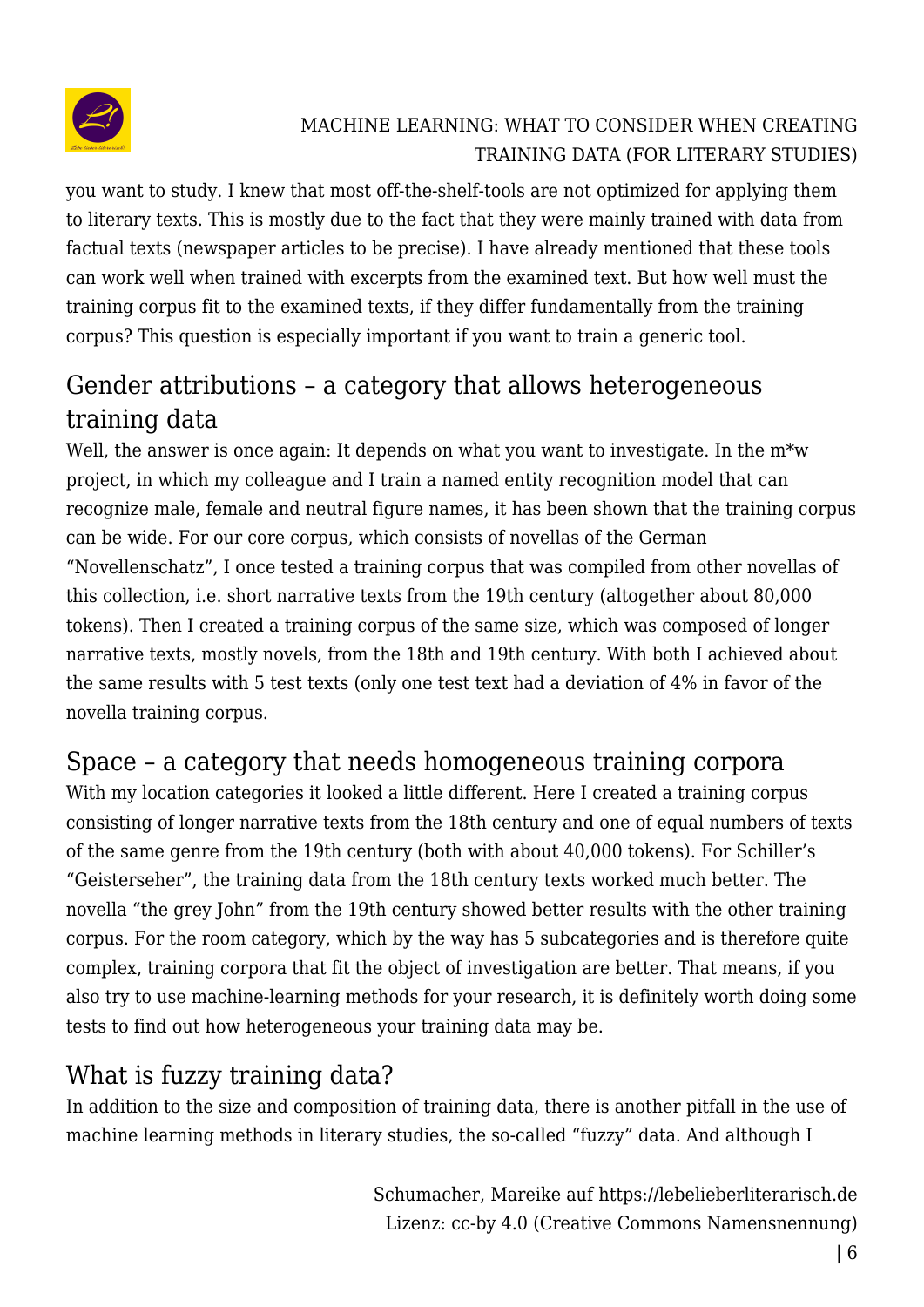you want to study. I knew that most off-the-shelf-tools are not optimized for applying them to literary texts. This is mostly due to the fact that they were mainly trained with data from factual texts (newspaper articles to be precise). I have already mentioned that these tools can work well when trained with excerpts from the examined text. But how well must the training corpus fit to the examined texts, if they differ fundamentally from the training corpus? This question is especially important if you want to train a generic tool.

## Gender attributions – a category that allows heterogeneous training data

Well, the answer is once again: It depends on what you want to investigate. In the m*w project, in which my colleague and I train a named entity recognition model that can recognize male, female and neutral figure names, it has been shown that the training corpus can be wide. For our core corpus, which consists of novellas of the German "Novellenschatz", I once tested a training corpus that was compiled from other novellas of this collection, i.e. short narrative texts from the 19th century (altogether about 80,000 tokens). Then I created a training corpus of the same size, which was composed of longer narrative texts, mostly novels, from the 18th and 19th century. With both I achieved about the same results with 5 test texts (only one test text had a deviation of 4% in favor of the novella training corpus.

## Space – a category that needs homogeneous training corpora

With my location categories it looked a little different. Here I created a training corpus consisting of longer narrative texts from the 18th century and one of equal numbers of texts of the same genre from the 19th century (both with about 40,000 tokens). For Schiller's "Geisterseher", the training data from the 18th century texts worked much better. The novella "the grey John" from the 19th century showed better results with the other training corpus. For the room category, which by the way has 5 subcategories and is therefore quite complex, training corpora that fit the object of investigation are better. That means, if you also try to use machine-learning methods for your research, it is definitely worth doing some tests to find out how heterogeneous your training data may be.

## What is fuzzy training data?

In addition to the size and composition of training data, there is another pitfall in the use of machine learning methods in literary studies, the so-called "fuzzy" data. And although I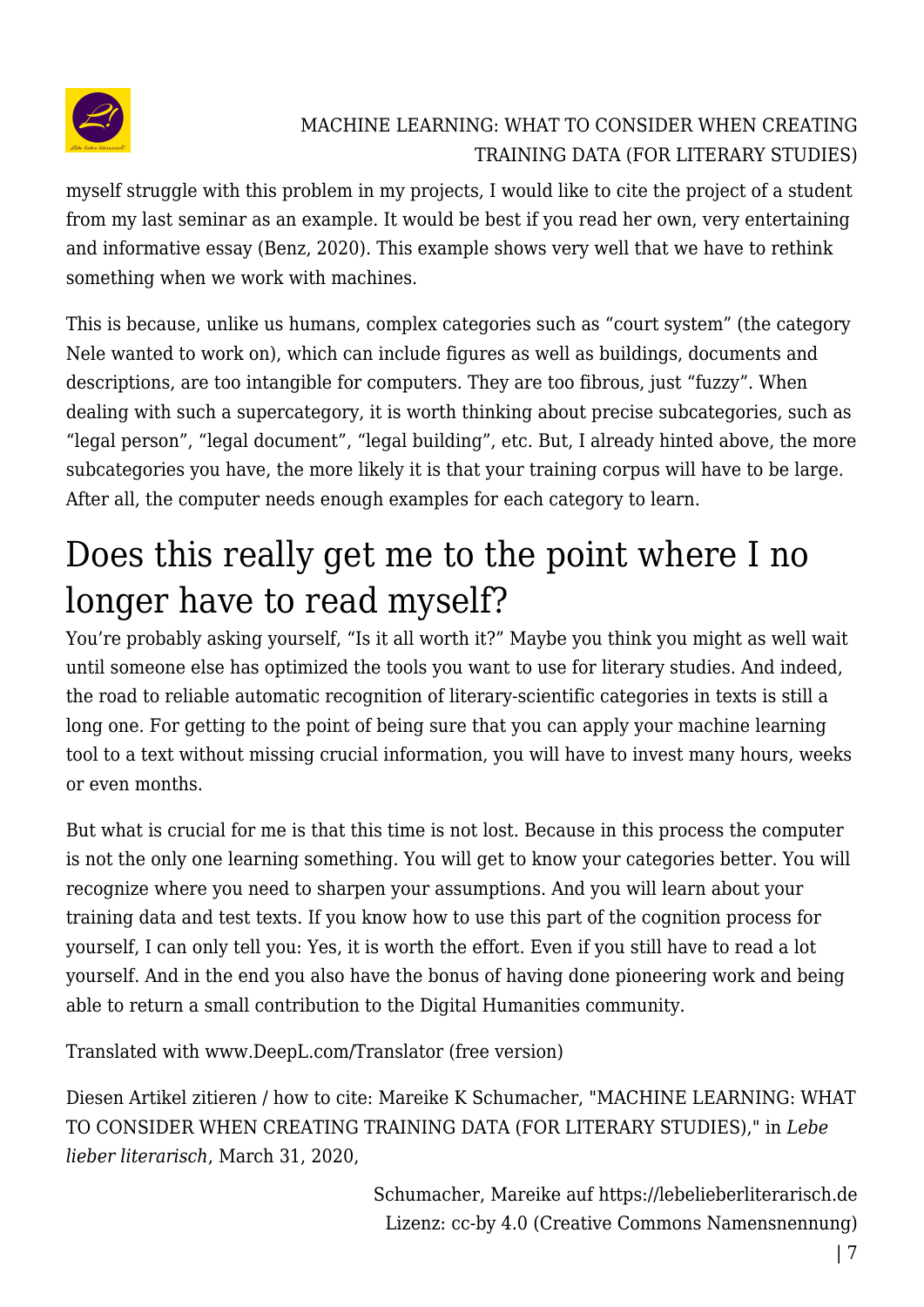myself struggle with this problem in my projects, I would like to cite the project of a student from my last seminar as an example. It would be best if you read her own, very entertaining and informative essay (Benz, 2020). This example shows very well that we have to rethink something when we work with machines.

This is because, unlike us humans, complex categories such as “court system” (the category Nele wanted to work on), which can include figures as well as buildings, documents and descriptions, are too intangible for computers. They are too fibrous, just “fuzzy”. When dealing with such a supercategory, it is worth thinking about precise subcategories, such as “legal person”, “legal document”, “legal building”, etc. But, I already hinted above, the more subcategories you have, the more likely it is that your training corpus will have to be large. After all, the computer needs enough examples for each category to learn.

# Does this really get me to the point where I no longer have to read myself?

You’re probably asking yourself, “Is it all worth it?” Maybe you think you might as well wait until someone else has optimized the tools you want to use for literary studies. And indeed, the road to reliable automatic recognition of literary-scientific categories in texts is still a long one. For getting to the point of being sure that you can apply your machine learning tool to a text without missing crucial information, you will have to invest many hours, weeks or even months.

But what is crucial for me is that this time is not lost. Because in this process the computer is not the only one learning something. You will get to know your categories better. You will recognize where you need to sharpen your assumptions. And you will learn about your training data and test texts. If you know how to use this part of the cognition process for yourself, I can only tell you: Yes, it is worth the effort. Even if you still have to read a lot yourself. And in the end you also have the bonus of having done pioneering work and being able to return a small contribution to the Digital Humanities community.

Translated with www.DeepL.com/Translator (free version)

Diesen Artikel zitieren / how to cite: Mareike K Schumacher, "MACHINE LEARNING: WHAT TO CONSIDER WHEN CREATING TRAINING DATA (FOR LITERARY STUDIES)," in *Lebe lieber literarisch*, March 31, 2020,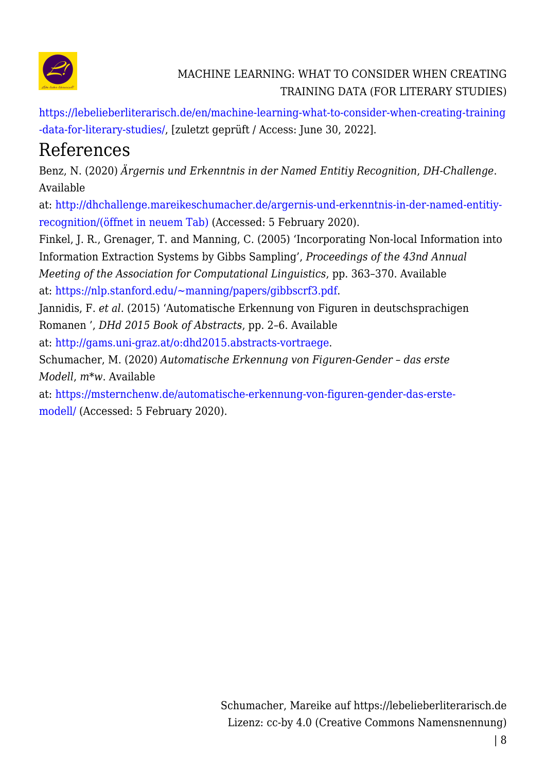https://lebelieberliterarisch.de/en/machine-learning-what-to-consider-when-creating-training-data-for-literary-studies/, [zuletzt geprüft / Access: June 30, 2022].

# References

Benz, N. (2020) *Ärgernis und Erkenntnis in der Named Entitiy Recognition*, *DH-Challenge*. Available at: http://dhchallenge.mareikeschumacher.de/argernis-und-erkenntnis-in-der-named-entitiy-recognition/(öffnet in neuem Tab) (Accessed: 5 February 2020).

Finkel, J. R., Grenager, T. and Manning, C. (2005) 'Incorporating Non-local Information into Information Extraction Systems by Gibbs Sampling', *Proceedings of the 43nd Annual Meeting of the Association for Computational Linguistics*, pp. 363–370. Available at: https://nlp.stanford.edu/~manning/papers/gibbscrf3.pdf.

Jannidis, F. *et al.* (2015) 'Automatische Erkennung von Figuren in deutschsprachigen Romanen ', *DHd 2015 Book of Abstracts*, pp. 2–6. Available at: http://gams.uni-graz.at/o:dhd2015.abstracts-vortraege.

Schumacher, M. (2020) *Automatische Erkennung von Figuren-Gender – das erste Modell*, *m*w*. Available at: https://msternchenw.de/automatische-erkennung-von-figuren-gender-das-erste-modell/ (Accessed: 5 February 2020).